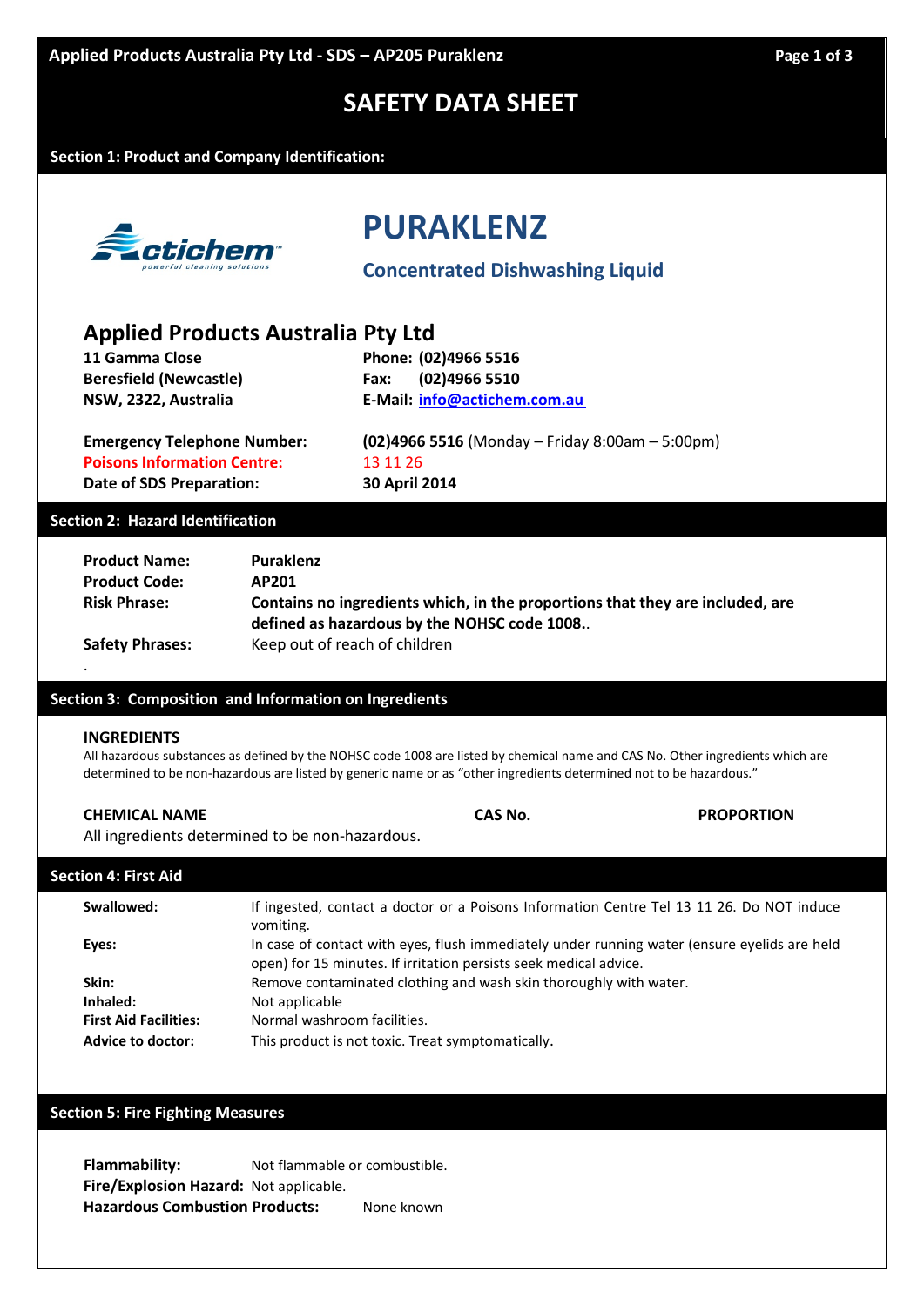# SAFETY DATA SHEET

## Section 1: Product and Company Identification:

# PURAKLENZ

**Concentrated Dishwashing Liquid**

## Applied Products Australia Pty Ltd

**11 Gamma Close**
**Beresfield (Newcastle)**
**NSW, 2322, Australia**

**Phone:** (02)4966 5516
**Fax:** (02)4966 5510
**E-Mail:** info@actichem.com.au

| | |
|---|---|
| **Emergency Telephone Number:** | **(02)4966 5516** (Monday – Friday 8:00am – 5:00pm) |
| **Poisons Information Centre:** | 13 11 26 |
| **Date of SDS Preparation:** | **30 April 2014** |

## Section 2: Hazard Identification

| | |
|---|---|
| **Product Name:** | **Puraklenz** |
| **Product Code:** | **AP201** |
| **Risk Phrase:** | **Contains no ingredients which, in the proportions that they are included, are defined as hazardous by the NOHSC code 1008..** |
| **Safety Phrases:** | Keep out of reach of children |

.

## Section 3: Composition and Information on Ingredients

**INGREDIENTS**

All hazardous substances as defined by the NOHSC code 1008 are listed by chemical name and CAS No. Other ingredients which are determined to be non-hazardous are listed by generic name or as "other ingredients determined not to be hazardous."

| CHEMICAL NAME | CAS No. | PROPORTION |
|---|---|---|
| All ingredients determined to be non-hazardous. | | |

## Section 4: First Aid

| | |
|---|---|
| **Swallowed:** | If ingested, contact a doctor or a Poisons Information Centre Tel 13 11 26. Do NOT induce vomiting. |
| **Eyes:** | In case of contact with eyes, flush immediately under running water (ensure eyelids are held open) for 15 minutes. If irritation persists seek medical advice. |
| **Skin:** | Remove contaminated clothing and wash skin thoroughly with water. |
| **Inhaled:** | Not applicable |
| **First Aid Facilities:** | Normal washroom facilities. |
| **Advice to doctor:** | This product is not toxic. Treat symptomatically. |

## Section 5: Fire Fighting Measures

| | |
|---|---|
| **Flammability:** | Not flammable or combustible. |
| **Fire/Explosion Hazard:** | Not applicable. |
| **Hazardous Combustion Products:** | None known |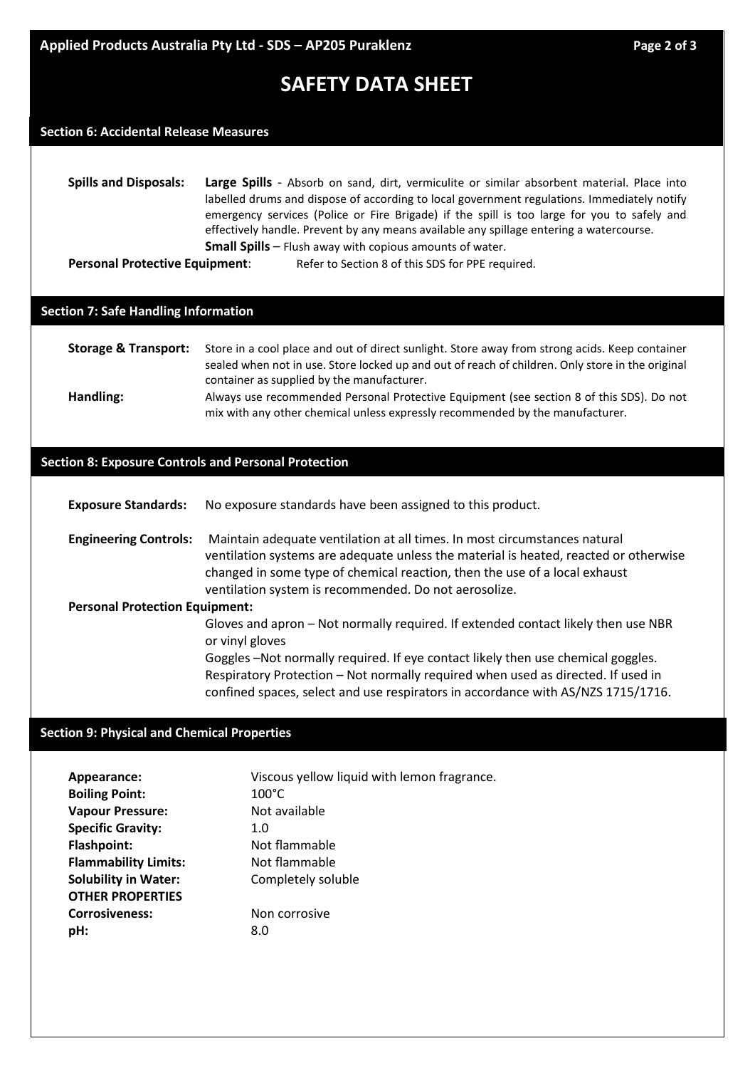# SAFETY DATA SHEET

## Section 6: Accidental Release Measures

**Spills and Disposals:** **Large Spills** - Absorb on sand, dirt, vermiculite or similar absorbent material. Place into labelled drums and dispose of according to local government regulations. Immediately notify emergency services (Police or Fire Brigade) if the spill is too large for you to safely and effectively handle. Prevent by any means available any spillage entering a watercourse.
**Small Spills** – Flush away with copious amounts of water.

**Personal Protective Equipment**: Refer to Section 8 of this SDS for PPE required.

## Section 7: Safe Handling Information

**Storage & Transport:** Store in a cool place and out of direct sunlight. Store away from strong acids. Keep container sealed when not in use. Store locked up and out of reach of children. Only store in the original container as supplied by the manufacturer.

**Handling:** Always use recommended Personal Protective Equipment (see section 8 of this SDS). Do not mix with any other chemical unless expressly recommended by the manufacturer.

## Section 8: Exposure Controls and Personal Protection

**Exposure Standards:** No exposure standards have been assigned to this product.

**Engineering Controls:** Maintain adequate ventilation at all times. In most circumstances natural ventilation systems are adequate unless the material is heated, reacted or otherwise changed in some type of chemical reaction, then the use of a local exhaust ventilation system is recommended. Do not aerosolize.

**Personal Protection Equipment:**

Gloves and apron – Not normally required. If extended contact likely then use NBR or vinyl gloves
Goggles –Not normally required. If eye contact likely then use chemical goggles.
Respiratory Protection – Not normally required when used as directed. If used in confined spaces, select and use respirators in accordance with AS/NZS 1715/1716.

## Section 9: Physical and Chemical Properties

**Appearance:** Viscous yellow liquid with lemon fragrance.
**Boiling Point:** 100°C
**Vapour Pressure:** Not available
**Specific Gravity:** 1.0
**Flashpoint:** Not flammable
**Flammability Limits:** Not flammable
**Solubility in Water:** Completely soluble
**OTHER PROPERTIES**
**Corrosiveness:** Non corrosive
**pH:** 8.0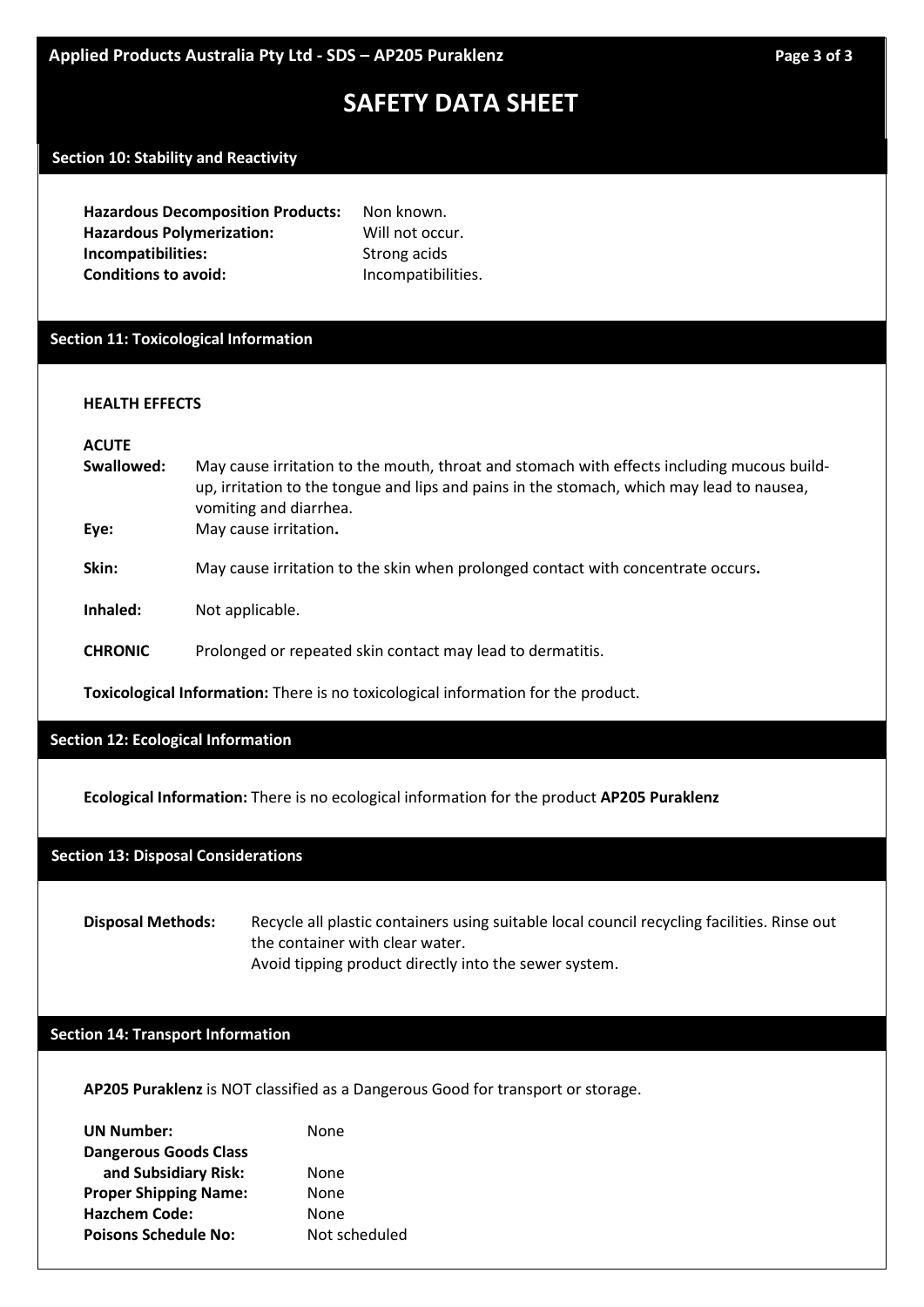# SAFETY DATA SHEET

## Section 10: Stability and Reactivity

**Hazardous Decomposition Products:** Non known.
**Hazardous Polymerization:** Will not occur.
**Incompatibilities:** Strong acids
**Conditions to avoid:** Incompatibilities.

## Section 11: Toxicological Information

**HEALTH EFFECTS**

**ACUTE**

**Swallowed:** May cause irritation to the mouth, throat and stomach with effects including mucous build-up, irritation to the tongue and lips and pains in the stomach, which may lead to nausea, vomiting and diarrhea.

**Eye:** May cause irritation**.**

**Skin:** May cause irritation to the skin when prolonged contact with concentrate occurs**.**

**Inhaled:** Not applicable.

**CHRONIC** Prolonged or repeated skin contact may lead to dermatitis.

**Toxicological Information:** There is no toxicological information for the product.

## Section 12: Ecological Information

**Ecological Information:** There is no ecological information for the product **AP205 Puraklenz**

## Section 13: Disposal Considerations

**Disposal Methods:** Recycle all plastic containers using suitable local council recycling facilities. Rinse out the container with clear water.
Avoid tipping product directly into the sewer system.

## Section 14: Transport Information

**AP205 Puraklenz** is NOT classified as a Dangerous Good for transport or storage.

**UN Number:** None
**Dangerous Goods Class and Subsidiary Risk:** None
**Proper Shipping Name:** None
**Hazchem Code:** None
**Poisons Schedule No:** Not scheduled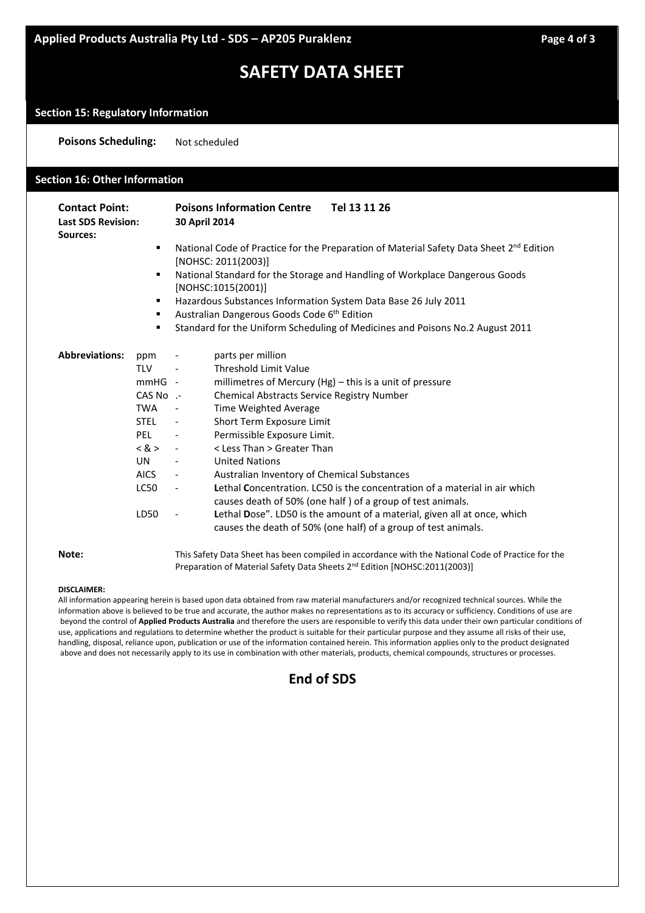# SAFETY DATA SHEET

## Section 15: Regulatory Information

**Poisons Scheduling:** Not scheduled

## Section 16: Other Information

**Contact Point:** **Poisons Information Centre Tel 13 11 26**

**Last SDS Revision:** **30 April 2014**

**Sources:**

- National Code of Practice for the Preparation of Material Safety Data Sheet 2nd Edition [NOHSC: 2011(2003)]
- National Standard for the Storage and Handling of Workplace Dangerous Goods [NOHSC:1015(2001)]
- Hazardous Substances Information System Data Base 26 July 2011
- Australian Dangerous Goods Code 6th Edition
- Standard for the Uniform Scheduling of Medicines and Poisons No.2 August 2011

**Abbreviations:**

| | | |
|---|---|---|
| ppm | - | parts per million |
| TLV | - | Threshold Limit Value |
| mmHG | - | millimetres of Mercury (Hg) – this is a unit of pressure |
| CAS No | .- | Chemical Abstracts Service Registry Number |
| TWA | - | Time Weighted Average |
| STEL | - | Short Term Exposure Limit |
| PEL | - | Permissible Exposure Limit. |
| < & > | - | < Less Than > Greater Than |
| UN | - | United Nations |
| AICS | - | Australian Inventory of Chemical Substances |
| LC50 | - | **L**ethal **C**oncentration. LC50 is the concentration of a material in air which causes death of 50% (one half ) of a group of test animals. |
| LD50 | - | **L**ethal **D**ose". LD50 is the amount of a material, given all at once, which causes the death of 50% (one half) of a group of test animals. |

**Note:** This Safety Data Sheet has been compiled in accordance with the National Code of Practice for the Preparation of Material Safety Data Sheets 2nd Edition [NOHSC:2011(2003)]

**DISCLAIMER:**

All information appearing herein is based upon data obtained from raw material manufacturers and/or recognized technical sources. While the information above is believed to be true and accurate, the author makes no representations as to its accuracy or sufficiency. Conditions of use are beyond the control of **Applied Products Australia** and therefore the users are responsible to verify this data under their own particular conditions of use, applications and regulations to determine whether the product is suitable for their particular purpose and they assume all risks of their use, handling, disposal, reliance upon, publication or use of the information contained herein. This information applies only to the product designated above and does not necessarily apply to its use in combination with other materials, products, chemical compounds, structures or processes.

## End of SDS